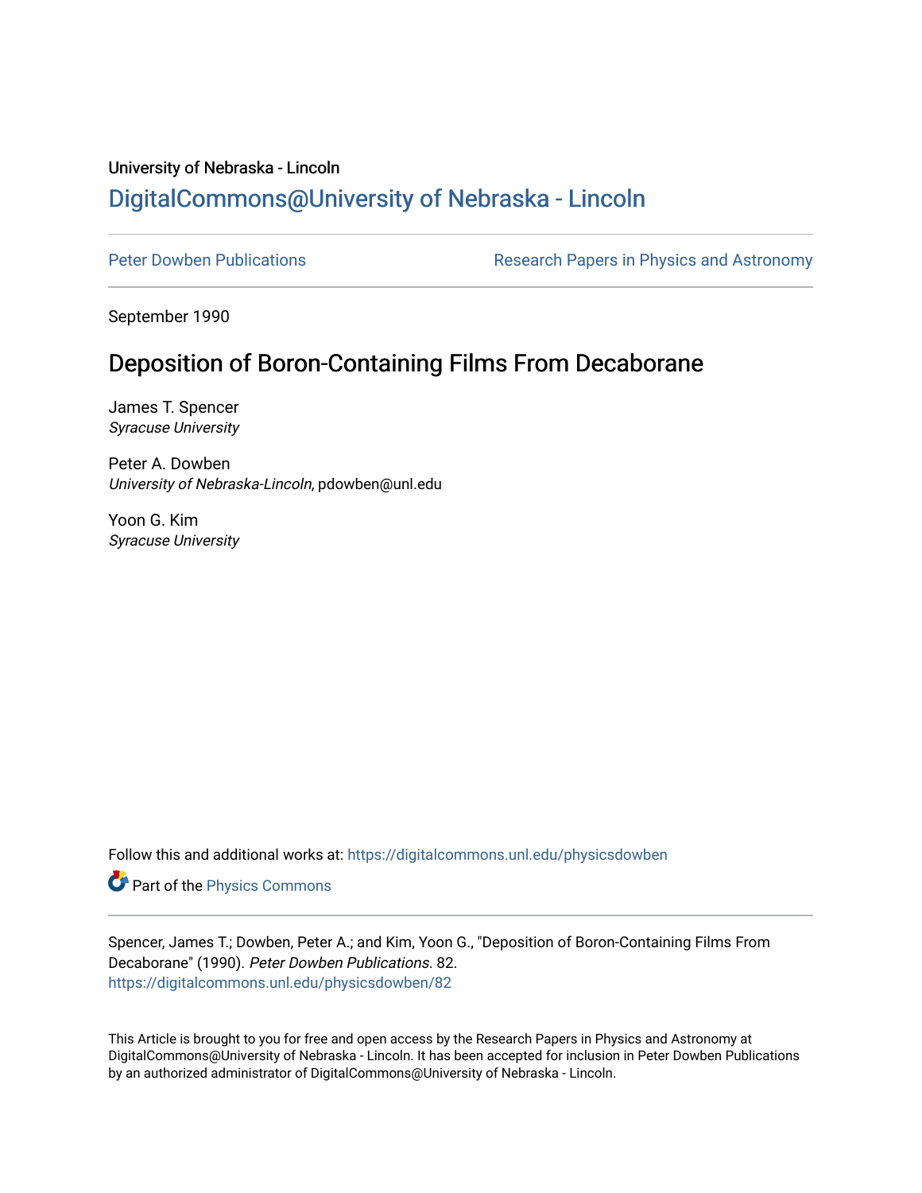University of Nebraska - Lincoln

# DigitalCommons@University of Nebraska - Lincoln

Peter Dowben Publications

Research Papers in Physics and Astronomy

September 1990

## Deposition of Boron-Containing Films From Decaborane

James T. Spencer
*Syracuse University*

Peter A. Dowben
*University of Nebraska-Lincoln*, pdowben@unl.edu

Yoon G. Kim
*Syracuse University*

Follow this and additional works at: https://digitalcommons.unl.edu/physicsdowben

Part of the Physics Commons

Spencer, James T.; Dowben, Peter A.; and Kim, Yoon G., "Deposition of Boron-Containing Films From Decaborane" (1990). *Peter Dowben Publications*. 82.
https://digitalcommons.unl.edu/physicsdowben/82

This Article is brought to you for free and open access by the Research Papers in Physics and Astronomy at DigitalCommons@University of Nebraska - Lincoln. It has been accepted for inclusion in Peter Dowben Publications by an authorized administrator of DigitalCommons@University of Nebraska - Lincoln.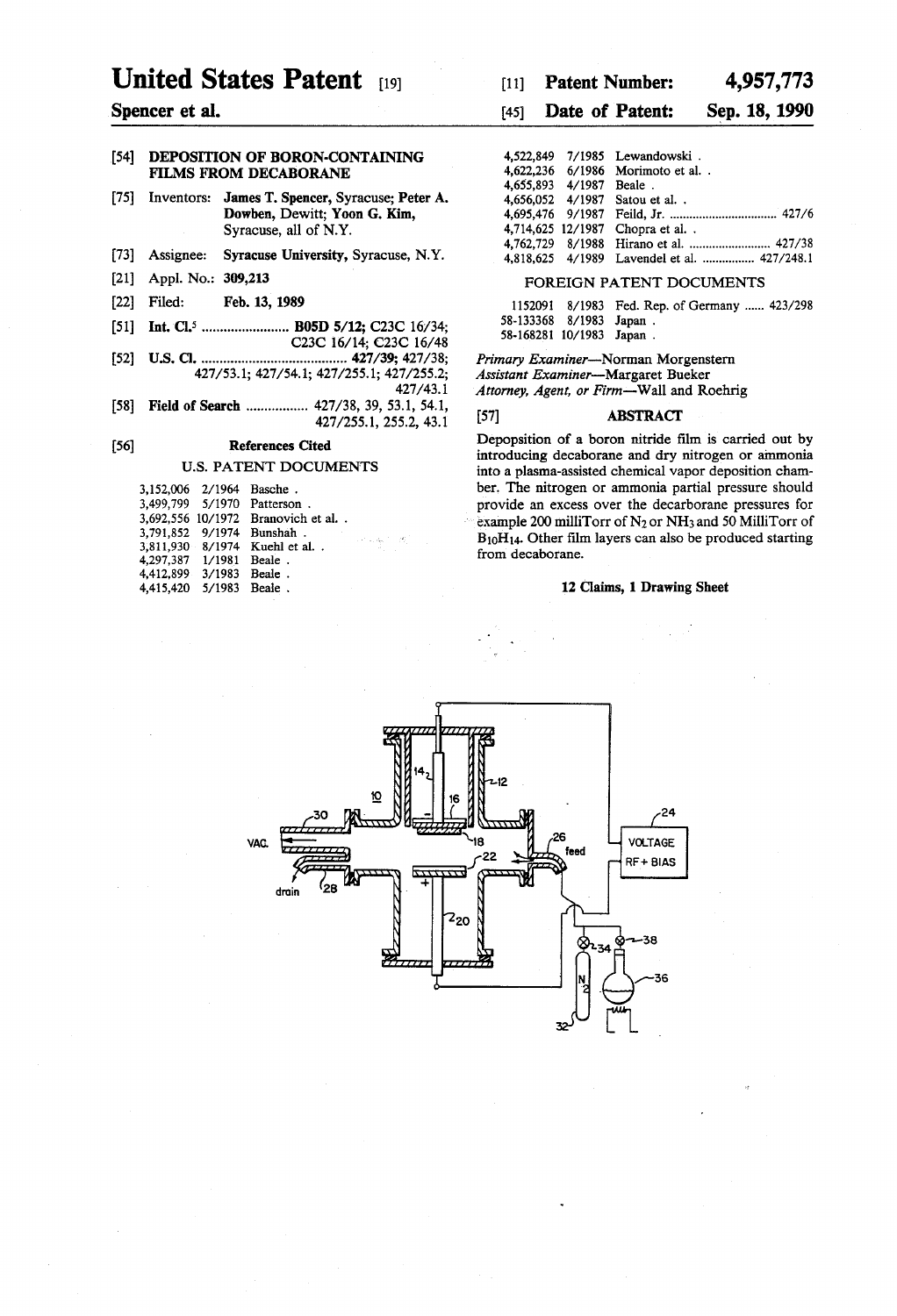# United States Patent [19]

**Spencer et al.**

[11] **Patent Number: 4,957,773**

[45] **Date of Patent: Sep. 18, 1990**

[54] **DEPOSITION OF BORON-CONTAINING FILMS FROM DECABORANE**

[75] Inventors: **James T. Spencer**, Syracuse; **Peter A. Dowben**, Dewitt; **Yoon G. Kim**, Syracuse, all of N.Y.

[73] Assignee: **Syracuse University**, Syracuse, N.Y.

[21] Appl. No.: **309,213**

[22] Filed: **Feb. 13, 1989**

[51] Int. Cl.[5] ........................ **B05D 5/12**; C23C 16/34; C23C 16/14; C23C 16/48

[52] U.S. Cl. ........................................ **427/39**; 427/38; 427/53.1; 427/54.1; 427/255.1; 427/255.2; 427/43.1

[58] Field of Search ................. 427/38, 39, 53.1, 54.1, 427/255.1, 255.2, 43.1

[56] **References Cited**

U.S. PATENT DOCUMENTS

| | | |
|---|---|---|
| 3,152,006 | 2/1964 | Basche . |
| 3,499,799 | 5/1970 | Patterson . |
| 3,692,556 | 10/1972 | Branovich et al. . |
| 3,791,852 | 9/1974 | Bunshah . |
| 3,811,930 | 8/1974 | Kuehl et al. . |
| 4,297,387 | 1/1981 | Beale . |
| 4,412,899 | 3/1983 | Beale . |
| 4,415,420 | 5/1983 | Beale . |
| 4,522,849 | 7/1985 | Lewandowski . |
| 4,622,236 | 6/1986 | Morimoto et al. . |
| 4,655,893 | 4/1987 | Beale . |
| 4,656,052 | 4/1987 | Satou et al. . |
| 4,695,476 | 9/1987 | Feild, Jr. ................................ 427/6 |
| 4,714,625 | 12/1987 | Chopra et al. . |
| 4,762,729 | 8/1988 | Hirano et al. ......................... 427/38 |
| 4,818,625 | 4/1989 | Lavendel et al. ............... 427/248.1 |

FOREIGN PATENT DOCUMENTS

| | | |
|---|---|---|
| 1152091 | 8/1983 | Fed. Rep. of Germany ...... 423/298 |
| 58-133368 | 8/1983 | Japan . |
| 58-168281 | 10/1983 | Japan . |

*Primary Examiner*—Norman Morgenstern
*Assistant Examiner*—Margaret Bueker
*Attorney, Agent, or Firm*—Wall and Roehrig

[57] **ABSTRACT**

Depoposition of a boron nitride film is carried out by introducing decaborane and dry nitrogen or ammonia into a plasma-assisted chemical vapor deposition chamber. The nitrogen or ammonia partial pressure should provide an excess over the decarborane pressures for example 200 milliTorr of $N_2$ or $NH_3$ and 50 MilliTorr of $B_{10}H_{14}$. Other film layers can also be produced starting from decaborane.

**12 Claims, 1 Drawing Sheet**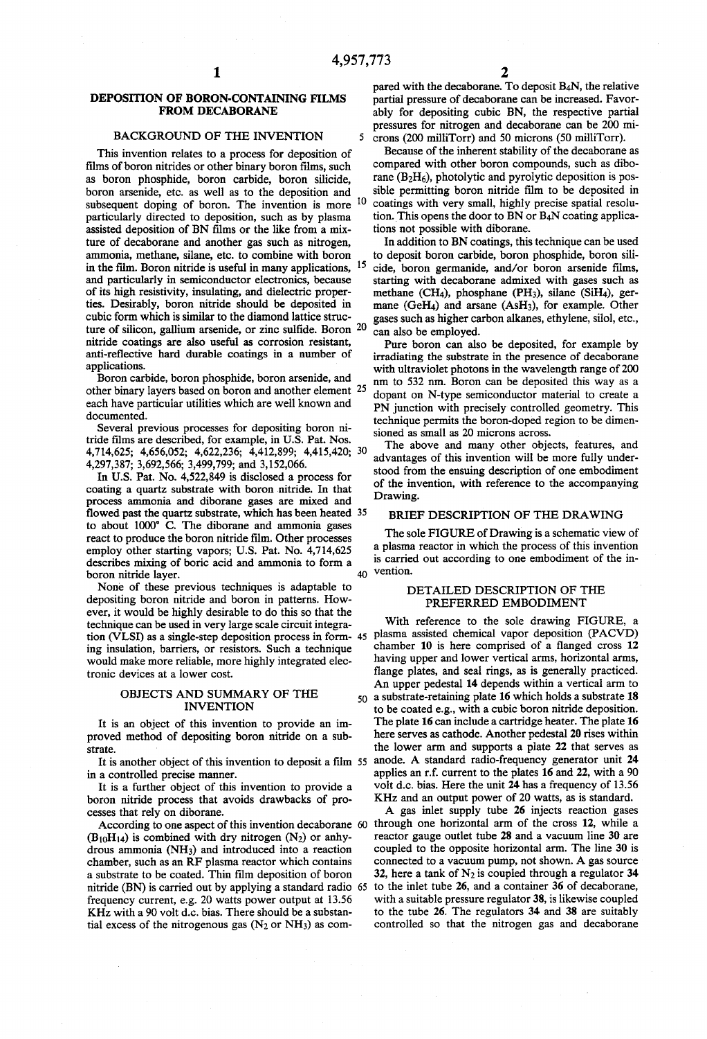## DEPOSITION OF BORON-CONTAINING FILMS FROM DECABORANE

### BACKGROUND OF THE INVENTION

This invention relates to a process for deposition of films of boron nitrides or other binary boron films, such as boron phosphide, boron carbide, boron silicide, boron arsenide, etc. as well as to the deposition and subsequent doping of boron. The invention is more particularly directed to deposition, such as by plasma assisted deposition of BN films or the like from a mixture of decaborane and another gas such as nitrogen, ammonia, methane, silane, etc. to combine with boron in the film. Boron nitride is useful in many applications, and particularly in semiconductor electronics, because of its high resistivity, insulating, and dielectric properties. Desirably, boron nitride should be deposited in cubic form which is similar to the diamond lattice structure of silicon, gallium arsenide, or zinc sulfide. Boron nitride coatings are also useful as corrosion resistant, anti-reflective hard durable coatings in a number of applications.

Boron carbide, boron phosphide, boron arsenide, and other binary layers based on boron and another element each have particular utilities which are well known and documented.

Several previous processes for depositing boron nitride films are described, for example, in U.S. Pat. Nos. 4,714,625; 4,656,052; 4,622,236; 4,412,899; 4,415,420; 4,297,387; 3,692,566; 3,499,799; and 3,152,066.

In U.S. Pat. No. 4,522,849 is disclosed a process for coating a quartz substrate with boron nitride. In that process ammonia and diborane gases are mixed and flowed past the quartz substrate, which has been heated to about 1000° C. The diborane and ammonia gases react to produce the boron nitride film. Other processes employ other starting vapors; U.S. Pat. No. 4,714,625 describes mixing of boric acid and ammonia to form a boron nitride layer.

None of these previous techniques is adaptable to depositing boron nitride and boron in patterns. However, it would be highly desirable to do this so that the technique can be used in very large scale circuit integration (VLSI) as a single-step deposition process in forming insulation, barriers, or resistors. Such a technique would make more reliable, more highly integrated electronic devices at a lower cost.

### OBJECTS AND SUMMARY OF THE INVENTION

It is an object of this invention to provide an improved method of depositing boron nitride on a substrate.

It is another object of this invention to deposit a film in a controlled precise manner.

It is a further object of this invention to provide a boron nitride process that avoids drawbacks of processes that rely on diborane.

According to one aspect of this invention decaborane ($B_{10}H_{14}$) is combined with dry nitrogen ($N_2$) or anhydrous ammonia ($NH_3$) and introduced into a reaction chamber, such as an RF plasma reactor which contains a substrate to be coated. Thin film deposition of boron nitride (BN) is carried out by applying a standard radio frequency current, e.g. 20 watts power output at 13.56 KHz with a 90 volt d.c. bias. There should be a substantial excess of the nitrogenous gas ($N_2$ or $NH_3$) as compared with the decaborane. To deposit $B_4N$, the relative partial pressure of decaborane can be increased. Favorably for depositing cubic BN, the respective partial pressures for nitrogen and decaborane can be 200 microns (200 milliTorr) and 50 microns (50 milliTorr).

Because of the inherent stability of the decaborane as compared with other boron compounds, such as diborane ($B_2H_6$), photolytic and pyrolytic deposition is possible permitting boron nitride film to be deposited in coatings with very small, highly precise spatial resolution. This opens the door to BN or $B_4N$ coating applications not possible with diborane.

In addition to BN coatings, this technique can be used to deposit boron carbide, boron phosphide, boron silicide, boron germanide, and/or boron arsenide films, starting with decaborane admixed with gases such as methane ($CH_4$), phosphane ($PH_3$), silane ($SiH_4$), germane ($GeH_4$) and arsane ($AsH_3$), for example. Other gases such as higher carbon alkanes, ethylene, silol, etc., can also be employed.

Pure boron can also be deposited, for example by irradiating the substrate in the presence of decaborane with ultraviolet photons in the wavelength range of 200 nm to 532 nm. Boron can be deposited this way as a dopant on N-type semiconductor material to create a PN junction with precisely controlled geometry. This technique permits the boron-doped region to be dimensioned as small as 20 microns across.

The above and many other objects, features, and advantages of this invention will be more fully understood from the ensuing description of one embodiment of the invention, with reference to the accompanying Drawing.

### BRIEF DESCRIPTION OF THE DRAWING

The sole FIGURE of Drawing is a schematic view of a plasma reactor in which the process of this invention is carried out according to one embodiment of the invention.

### DETAILED DESCRIPTION OF THE PREFERRED EMBODIMENT

With reference to the sole drawing FIGURE, a plasma assisted chemical vapor deposition (PACVD) chamber 10 is here comprised of a flanged cross 12 having upper and lower vertical arms, horizontal arms, flange plates, and seal rings, as is generally practiced. An upper pedestal 14 depends within a vertical arm to a substrate-retaining plate 16 which holds a substrate 18 to be coated e.g., with a cubic boron nitride deposition. The plate 16 can include a cartridge heater. The plate 16 here serves as cathode. Another pedestal 20 rises within the lower arm and supports a plate 22 that serves as anode. A standard radio-frequency generator unit 24 applies an r.f. current to the plates 16 and 22, with a 90 volt d.c. bias. Here the unit 24 has a frequency of 13.56 KHz and an output power of 20 watts, as is standard.

A gas inlet supply tube 26 injects reaction gases through one horizontal arm of the cross 12, while a reactor gauge outlet tube 28 and a vacuum line 30 are coupled to the opposite horizontal arm. The line 30 is connected to a vacuum pump, not shown. A gas source 32, here a tank of $N_2$ is coupled through a regulator 34 to the inlet tube 26, and a container 36 of decaborane, with a suitable pressure regulator 38, is likewise coupled to the tube 26. The regulators 34 and 38 are suitably controlled so that the nitrogen gas and decaborane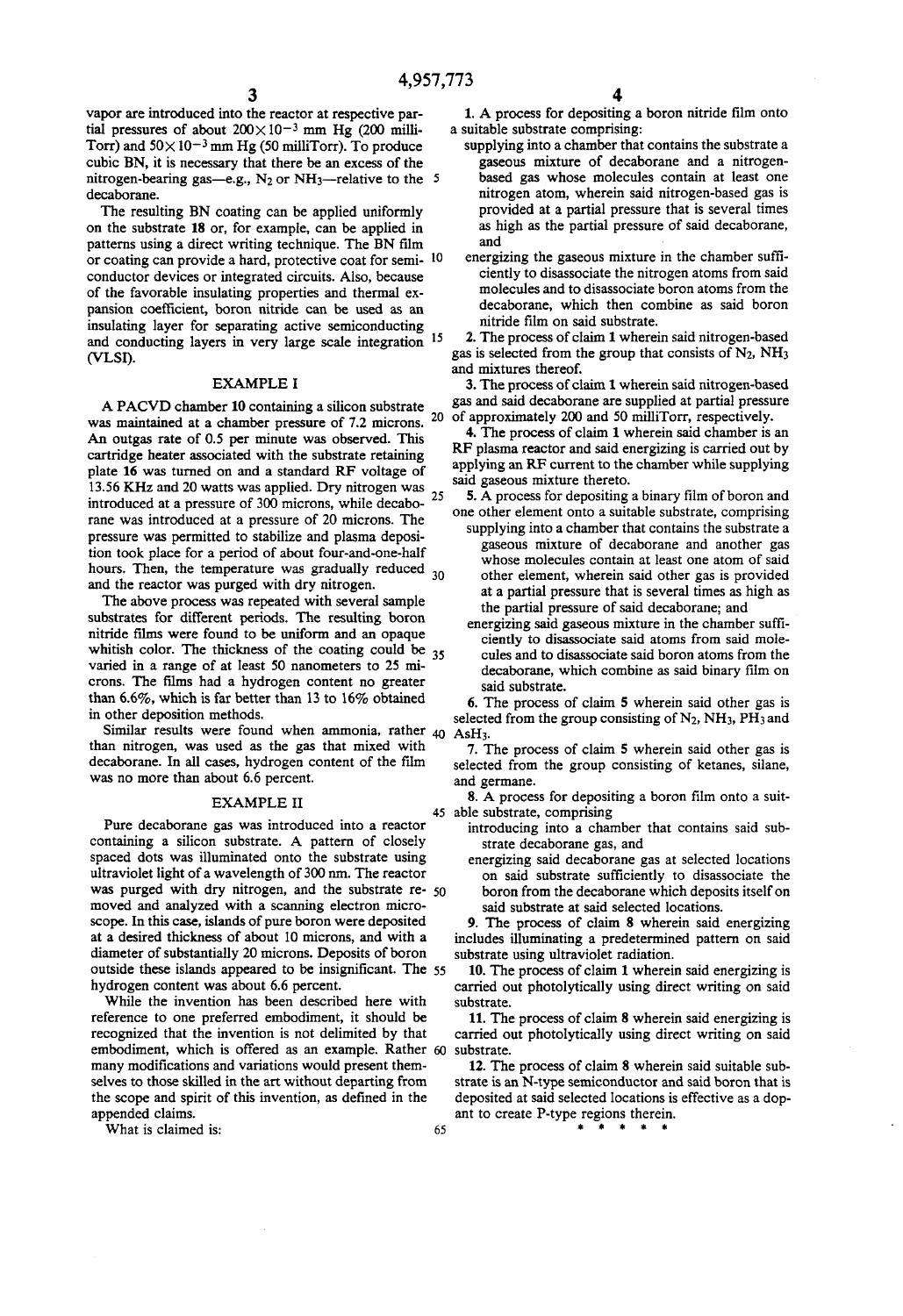vapor are introduced into the reactor at respective partial pressures of about $200\times10^{-3}$ mm Hg (200 milliTorr) and $50\times10^{-3}$ mm Hg (50 milliTorr). To produce cubic BN, it is necessary that there be an excess of the nitrogen-bearing gas—e.g., $N_2$ or $NH_3$—relative to the decaborane.

The resulting BN coating can be applied uniformly on the substrate 18 or, for example, can be applied in patterns using a direct writing technique. The BN film or coating can provide a hard, protective coat for semiconductor devices or integrated circuits. Also, because of the favorable insulating properties and thermal expansion coefficient, boron nitride can be used as an insulating layer for separating active semiconducting and conducting layers in very large scale integration (VLSI).

## EXAMPLE I

A PACVD chamber 10 containing a silicon substrate was maintained at a chamber pressure of 7.2 microns. An outgas rate of 0.5 per minute was observed. This cartridge heater associated with the substrate retaining plate 16 was turned on and a standard RF voltage of 13.56 KHz and 20 watts was applied. Dry nitrogen was introduced at a pressure of 300 microns, while decaborane was introduced at a pressure of 20 microns. The pressure was permitted to stabilize and plasma deposition took place for a period of about four-and-one-half hours. Then, the temperature was gradually reduced and the reactor was purged with dry nitrogen.

The above process was repeated with several sample substrates for different periods. The resulting boron nitride films were found to be uniform and an opaque whitish color. The thickness of the coating could be varied in a range of at least 50 nanometers to 25 microns. The films had a hydrogen content no greater than 6.6%, which is far better than 13 to 16% obtained in other deposition methods.

Similar results were found when ammonia, rather than nitrogen, was used as the gas that mixed with decaborane. In all cases, hydrogen content of the film was no more than about 6.6 percent.

## EXAMPLE II

Pure decaborane gas was introduced into a reactor containing a silicon substrate. A pattern of closely spaced dots was illuminated onto the substrate using ultraviolet light of a wavelength of 300 nm. The reactor was purged with dry nitrogen, and the substrate removed and analyzed with a scanning electron microscope. In this case, islands of pure boron were deposited at a desired thickness of about 10 microns, and with a diameter of substantially 20 microns. Deposits of boron outside these islands appeared to be insignificant. The hydrogen content was about 6.6 percent.

While the invention has been described here with reference to one preferred embodiment, it should be recognized that the invention is not delimited by that embodiment, which is offered as an example. Rather many modifications and variations would present themselves to those skilled in the art without departing from the scope and spirit of this invention, as defined in the appended claims.

What is claimed is:

1. A process for depositing a boron nitride film onto a suitable substrate comprising:
   - supplying into a chamber that contains the substrate a gaseous mixture of decaborane and a nitrogen-based gas whose molecules contain at least one nitrogen atom, wherein said nitrogen-based gas is provided at a partial pressure that is several times as high as the partial pressure of said decaborane, and
   - energizing the gaseous mixture in the chamber sufficiently to disassociate the nitrogen atoms from said molecules and to disassociate boron atoms from the decaborane, which then combine as said boron nitride film on said substrate.

2. The process of claim 1 wherein said nitrogen-based gas is selected from the group that consists of $N_2$, $NH_3$ and mixtures thereof.

3. The process of claim 1 wherein said nitrogen-based gas and said decaborane are supplied at partial pressure of approximately 200 and 50 milliTorr, respectively.

4. The process of claim 1 wherein said chamber is an RF plasma reactor and said energizing is carried out by applying an RF current to the chamber while supplying said gaseous mixture thereto.

5. A process for depositing a binary film of boron and one other element onto a suitable substrate, comprising
   - supplying into a chamber that contains the substrate a gaseous mixture of decaborane and another gas whose molecules contain at least one atom of said other element, wherein said other gas is provided at a partial pressure that is several times as high as the partial pressure of said decaborane; and
   - energizing said gaseous mixture in the chamber sufficiently to disassociate said atoms from said molecules and to disassociate said boron atoms from the decaborane, which combine as said binary film on said substrate.

6. The process of claim 5 wherein said other gas is selected from the group consisting of $N_2$, $NH_3$, $PH_3$ and $AsH_3$.

7. The process of claim 5 wherein said other gas is selected from the group consisting of ketanes, silane, and germane.

8. A process for depositing a boron film onto a suitable substrate, comprising
   - introducing into a chamber that contains said substrate decaborane gas, and
   - energizing said decaborane gas at selected locations on said substrate sufficiently to disassociate the boron from the decaborane which deposits itself on said substrate at said selected locations.

9. The process of claim 8 wherein said energizing includes illuminating a predetermined pattern on said substrate using ultraviolet radiation.

10. The process of claim 1 wherein said energizing is carried out photolytically using direct writing on said substrate.

11. The process of claim 8 wherein said energizing is carried out photolytically using direct writing on said substrate.

12. The process of claim 8 wherein said suitable substrate is an N-type semiconductor and said boron that is deposited at said selected locations is effective as a dopant to create P-type regions therein.

* * * * *